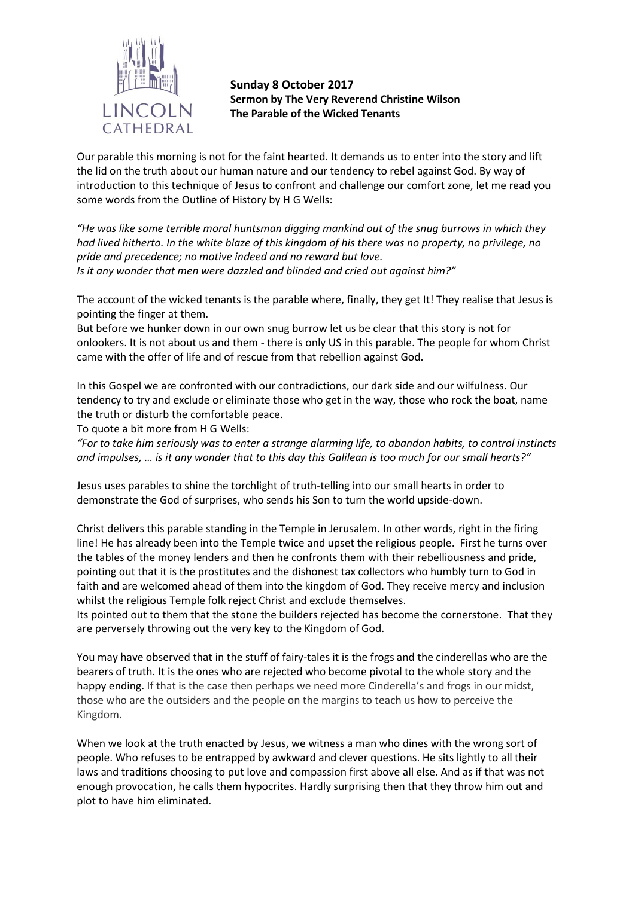**Sunday 8 October 2017**
**Sermon by The Very Reverend Christine Wilson**
**The Parable of the Wicked Tenants**

Our parable this morning is not for the faint hearted. It demands us to enter into the story and lift the lid on the truth about our human nature and our tendency to rebel against God. By way of introduction to this technique of Jesus to confront and challenge our comfort zone, let me read you some words from the Outline of History by H G Wells:

*"He was like some terrible moral huntsman digging mankind out of the snug burrows in which they had lived hitherto. In the white blaze of this kingdom of his there was no property, no privilege, no pride and precedence; no motive indeed and no reward but love.*
*Is it any wonder that men were dazzled and blinded and cried out against him?"*

The account of the wicked tenants is the parable where, finally, they get It! They realise that Jesus is pointing the finger at them.
But before we hunker down in our own snug burrow let us be clear that this story is not for onlookers. It is not about us and them - there is only US in this parable. The people for whom Christ came with the offer of life and of rescue from that rebellion against God.

In this Gospel we are confronted with our contradictions, our dark side and our wilfulness. Our tendency to try and exclude or eliminate those who get in the way, those who rock the boat, name the truth or disturb the comfortable peace.
To quote a bit more from H G Wells:
*"For to take him seriously was to enter a strange alarming life, to abandon habits, to control instincts and impulses, … is it any wonder that to this day this Galilean is too much for our small hearts?"*

Jesus uses parables to shine the torchlight of truth-telling into our small hearts in order to demonstrate the God of surprises, who sends his Son to turn the world upside-down.

Christ delivers this parable standing in the Temple in Jerusalem. In other words, right in the firing line! He has already been into the Temple twice and upset the religious people. First he turns over the tables of the money lenders and then he confronts them with their rebelliousness and pride, pointing out that it is the prostitutes and the dishonest tax collectors who humbly turn to God in faith and are welcomed ahead of them into the kingdom of God. They receive mercy and inclusion whilst the religious Temple folk reject Christ and exclude themselves.
Its pointed out to them that the stone the builders rejected has become the cornerstone. That they are perversely throwing out the very key to the Kingdom of God.

You may have observed that in the stuff of fairy-tales it is the frogs and the cinderellas who are the bearers of truth. It is the ones who are rejected who become pivotal to the whole story and the happy ending. If that is the case then perhaps we need more Cinderella's and frogs in our midst, those who are the outsiders and the people on the margins to teach us how to perceive the Kingdom.

When we look at the truth enacted by Jesus, we witness a man who dines with the wrong sort of people. Who refuses to be entrapped by awkward and clever questions. He sits lightly to all their laws and traditions choosing to put love and compassion first above all else. And as if that was not enough provocation, he calls them hypocrites. Hardly surprising then that they throw him out and plot to have him eliminated.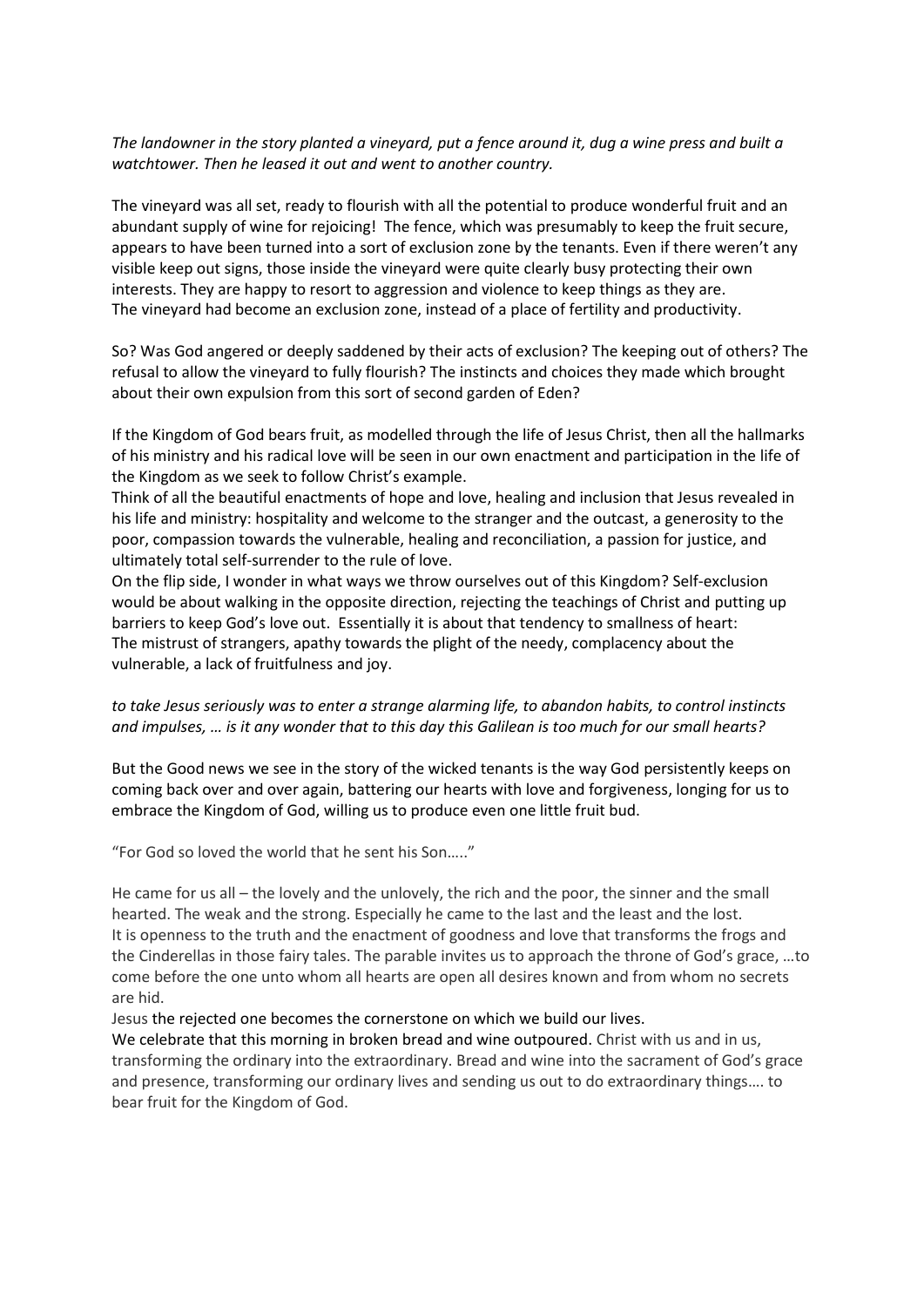*The landowner in the story planted a vineyard, put a fence around it, dug a wine press and built a watchtower. Then he leased it out and went to another country.*

The vineyard was all set, ready to flourish with all the potential to produce wonderful fruit and an abundant supply of wine for rejoicing! The fence, which was presumably to keep the fruit secure, appears to have been turned into a sort of exclusion zone by the tenants. Even if there weren't any visible keep out signs, those inside the vineyard were quite clearly busy protecting their own interests. They are happy to resort to aggression and violence to keep things as they are. The vineyard had become an exclusion zone, instead of a place of fertility and productivity.

So? Was God angered or deeply saddened by their acts of exclusion? The keeping out of others? The refusal to allow the vineyard to fully flourish? The instincts and choices they made which brought about their own expulsion from this sort of second garden of Eden?

If the Kingdom of God bears fruit, as modelled through the life of Jesus Christ, then all the hallmarks of his ministry and his radical love will be seen in our own enactment and participation in the life of the Kingdom as we seek to follow Christ's example.
Think of all the beautiful enactments of hope and love, healing and inclusion that Jesus revealed in his life and ministry: hospitality and welcome to the stranger and the outcast, a generosity to the poor, compassion towards the vulnerable, healing and reconciliation, a passion for justice, and ultimately total self-surrender to the rule of love.
On the flip side, I wonder in what ways we throw ourselves out of this Kingdom? Self-exclusion would be about walking in the opposite direction, rejecting the teachings of Christ and putting up barriers to keep God's love out. Essentially it is about that tendency to smallness of heart: The mistrust of strangers, apathy towards the plight of the needy, complacency about the vulnerable, a lack of fruitfulness and joy.

*to take Jesus seriously was to enter a strange alarming life, to abandon habits, to control instincts and impulses, … is it any wonder that to this day this Galilean is too much for our small hearts?*

But the Good news we see in the story of the wicked tenants is the way God persistently keeps on coming back over and over again, battering our hearts with love and forgiveness, longing for us to embrace the Kingdom of God, willing us to produce even one little fruit bud.

"For God so loved the world that he sent his Son….."

He came for us all – the lovely and the unlovely, the rich and the poor, the sinner and the small hearted. The weak and the strong. Especially he came to the last and the least and the lost.
It is openness to the truth and the enactment of goodness and love that transforms the frogs and the Cinderellas in those fairy tales. The parable invites us to approach the throne of God's grace, …to come before the one unto whom all hearts are open all desires known and from whom no secrets are hid.
Jesus the rejected one becomes the cornerstone on which we build our lives.
We celebrate that this morning in broken bread and wine outpoured. Christ with us and in us, transforming the ordinary into the extraordinary. Bread and wine into the sacrament of God's grace and presence, transforming our ordinary lives and sending us out to do extraordinary things…. to bear fruit for the Kingdom of God.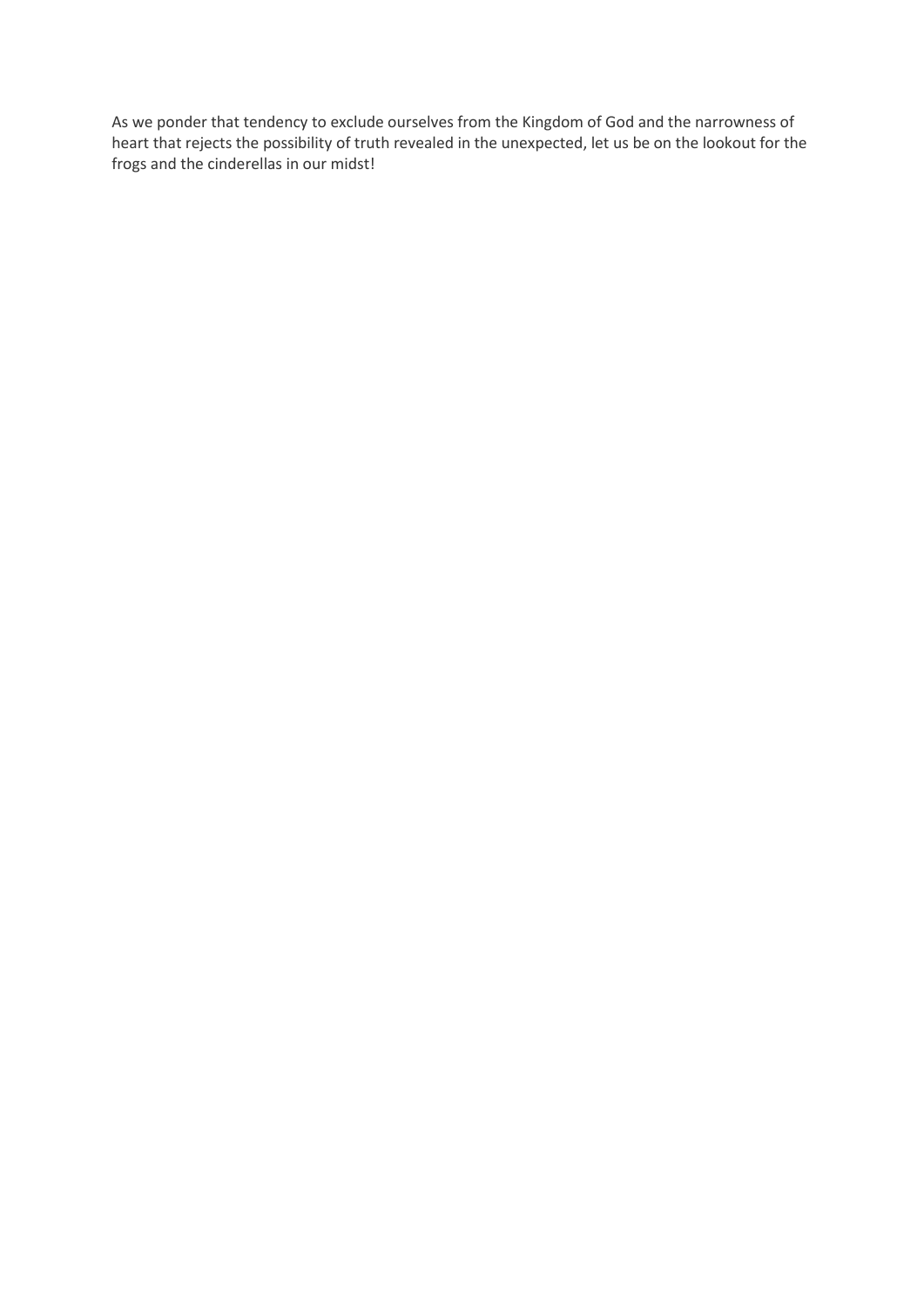As we ponder that tendency to exclude ourselves from the Kingdom of God and the narrowness of heart that rejects the possibility of truth revealed in the unexpected, let us be on the lookout for the frogs and the cinderellas in our midst!